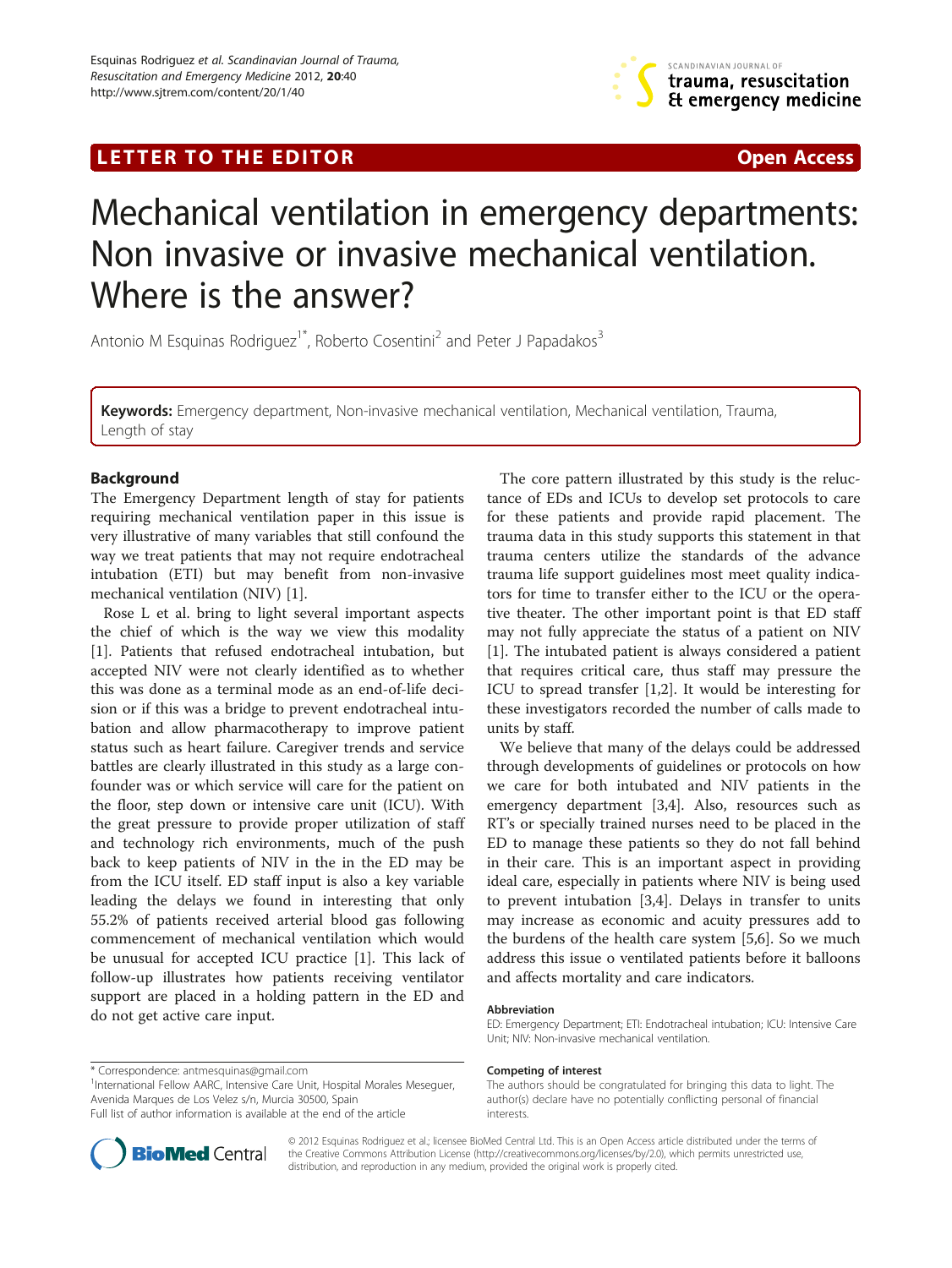LETTER TO THE EDITOR **Open Access**

# Mechanical ventilation in emergency departments: Non invasive or invasive mechanical ventilation. Where is the answer?

Antonio M Esquinas Rodriguez[1*], Roberto Cosentini[2] and Peter J Papadakos[3]

**Keywords:** Emergency department, Non-invasive mechanical ventilation, Mechanical ventilation, Trauma, Length of stay

## Background

The Emergency Department length of stay for patients requiring mechanical ventilation paper in this issue is very illustrative of many variables that still confound the way we treat patients that may not require endotracheal intubation (ETI) but may benefit from non-invasive mechanical ventilation (NIV) [1].

Rose L et al. bring to light several important aspects the chief of which is the way we view this modality [1]. Patients that refused endotracheal intubation, but accepted NIV were not clearly identified as to whether this was done as a terminal mode as an end-of-life decision or if this was a bridge to prevent endotracheal intubation and allow pharmacotherapy to improve patient status such as heart failure. Caregiver trends and service battles are clearly illustrated in this study as a large confounder was or which service will care for the patient on the floor, step down or intensive care unit (ICU). With the great pressure to provide proper utilization of staff and technology rich environments, much of the push back to keep patients of NIV in the in the ED may be from the ICU itself. ED staff input is also a key variable leading the delays we found in interesting that only 55.2% of patients received arterial blood gas following commencement of mechanical ventilation which would be unusual for accepted ICU practice [1]. This lack of follow-up illustrates how patients receiving ventilator support are placed in a holding pattern in the ED and do not get active care input.

The core pattern illustrated by this study is the reluctance of EDs and ICUs to develop set protocols to care for these patients and provide rapid placement. The trauma data in this study supports this statement in that trauma centers utilize the standards of the advance trauma life support guidelines most meet quality indicators for time to transfer either to the ICU or the operative theater. The other important point is that ED staff may not fully appreciate the status of a patient on NIV [1]. The intubated patient is always considered a patient that requires critical care, thus staff may pressure the ICU to spread transfer [1,2]. It would be interesting for these investigators recorded the number of calls made to units by staff.

We believe that many of the delays could be addressed through developments of guidelines or protocols on how we care for both intubated and NIV patients in the emergency department [3,4]. Also, resources such as RT's or specially trained nurses need to be placed in the ED to manage these patients so they do not fall behind in their care. This is an important aspect in providing ideal care, especially in patients where NIV is being used to prevent intubation [3,4]. Delays in transfer to units may increase as economic and acuity pressures add to the burdens of the health care system [5,6]. So we much address this issue o ventilated patients before it balloons and affects mortality and care indicators.

### Abbreviation

ED: Emergency Department; ETI: Endotracheal intubation; ICU: Intensive Care Unit; NIV: Non-invasive mechanical ventilation.

### Competing of interest

The authors should be congratulated for bringing this data to light. The author(s) declare have no potentially conflicting personal of financial interests.

\* Correspondence: antmesquinas@gmail.com
[1]International Fellow AARC, Intensive Care Unit, Hospital Morales Meseguer, Avenida Marques de Los Velez s/n, Murcia 30500, Spain
Full list of author information is available at the end of the article

© 2012 Esquinas Rodriguez et al.; licensee BioMed Central Ltd. This is an Open Access article distributed under the terms of the Creative Commons Attribution License (http://creativecommons.org/licenses/by/2.0), which permits unrestricted use, distribution, and reproduction in any medium, provided the original work is properly cited.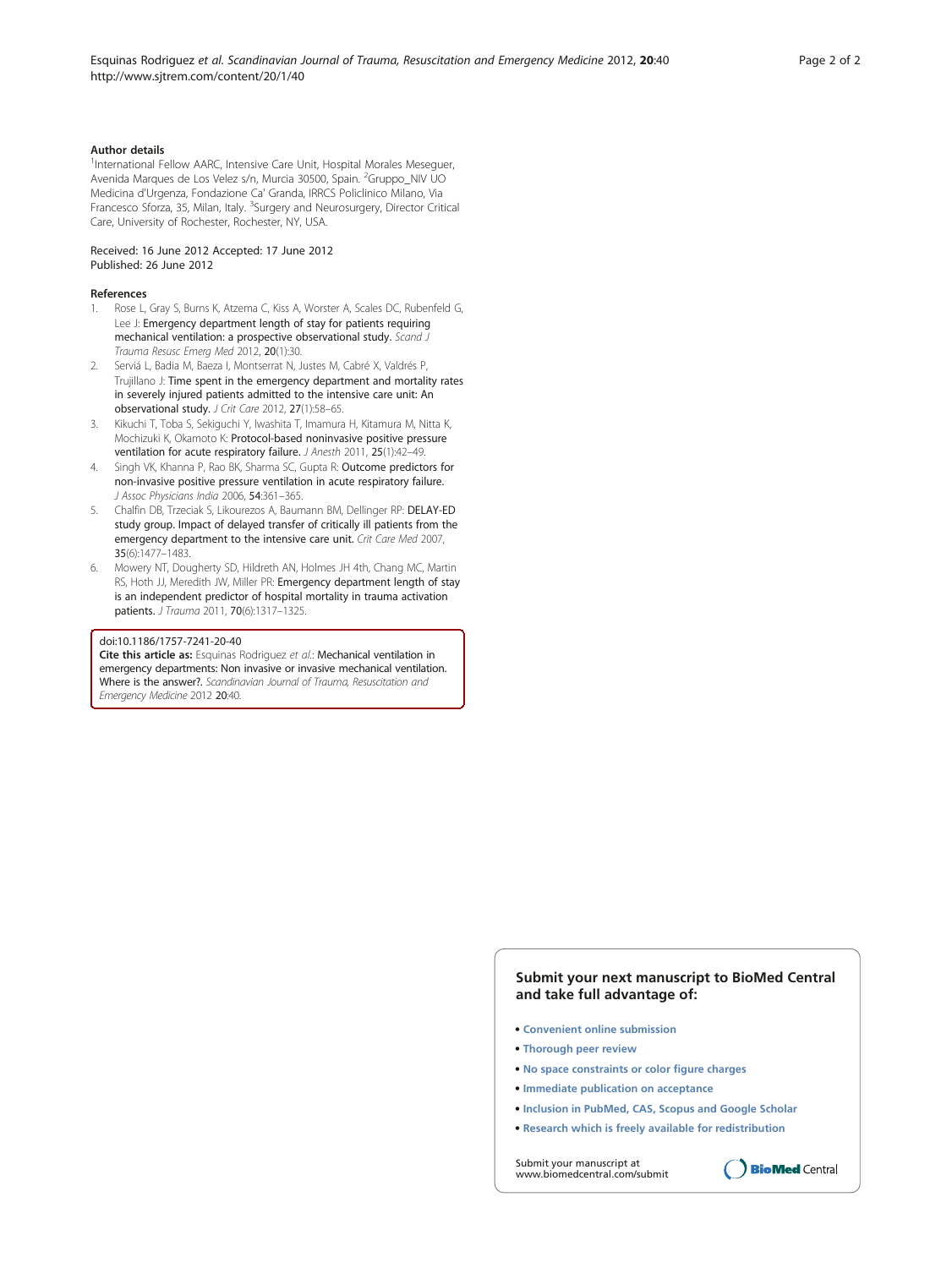#### Author details

[1]International Fellow AARC, Intensive Care Unit, Hospital Morales Meseguer, Avenida Marques de Los Velez s/n, Murcia 30500, Spain. [2]Gruppo_NIV UO Medicina d'Urgenza, Fondazione Ca' Granda, IRRCS Policlinico Milano, Via Francesco Sforza, 35, Milan, Italy. [3]Surgery and Neurosurgery, Director Critical Care, University of Rochester, Rochester, NY, USA.

Received: 16 June 2012 Accepted: 17 June 2012
Published: 26 June 2012

#### References

1. Rose L, Gray S, Burns K, Atzema C, Kiss A, Worster A, Scales DC, Rubenfeld G, Lee J: **Emergency department length of stay for patients requiring mechanical ventilation: a prospective observational study.** *Scand J Trauma Resusc Emerg Med* 2012, **20**(1):30.
2. Serviá L, Badia M, Baeza I, Montserrat N, Justes M, Cabré X, Valdrés P, Trujillano J: **Time spent in the emergency department and mortality rates in severely injured patients admitted to the intensive care unit: An observational study.** *J Crit Care* 2012, **27**(1):58–65.
3. Kikuchi T, Toba S, Sekiguchi Y, Iwashita T, Imamura H, Kitamura M, Nitta K, Mochizuki K, Okamoto K: **Protocol-based noninvasive positive pressure ventilation for acute respiratory failure.** *J Anesth* 2011, **25**(1):42–49.
4. Singh VK, Khanna P, Rao BK, Sharma SC, Gupta R: **Outcome predictors for non-invasive positive pressure ventilation in acute respiratory failure.** *J Assoc Physicians India* 2006, **54**:361–365.
5. Chalfin DB, Trzeciak S, Likourezos A, Baumann BM, Dellinger RP: **DELAY-ED study group. Impact of delayed transfer of critically ill patients from the emergency department to the intensive care unit.** *Crit Care Med* 2007, **35**(6):1477–1483.
6. Mowery NT, Dougherty SD, Hildreth AN, Holmes JH 4th, Chang MC, Martin RS, Hoth JJ, Meredith JW, Miller PR: **Emergency department length of stay is an independent predictor of hospital mortality in trauma activation patients.** *J Trauma* 2011, **70**(6):1317–1325.

doi:10.1186/1757-7241-20-40
**Cite this article as:** Esquinas Rodriguez *et al.*: **Mechanical ventilation in emergency departments: Non invasive or invasive mechanical ventilation. Where is the answer?.** *Scandinavian Journal of Trauma, Resuscitation and Emergency Medicine* 2012 **20**:40.

**Submit your next manuscript to BioMed Central and take full advantage of:**

- **Convenient online submission**
- **Thorough peer review**
- **No space constraints or color figure charges**
- **Immediate publication on acceptance**
- **Inclusion in PubMed, CAS, Scopus and Google Scholar**
- **Research which is freely available for redistribution**

Submit your manuscript at
www.biomedcentral.com/submit

BioMed Central